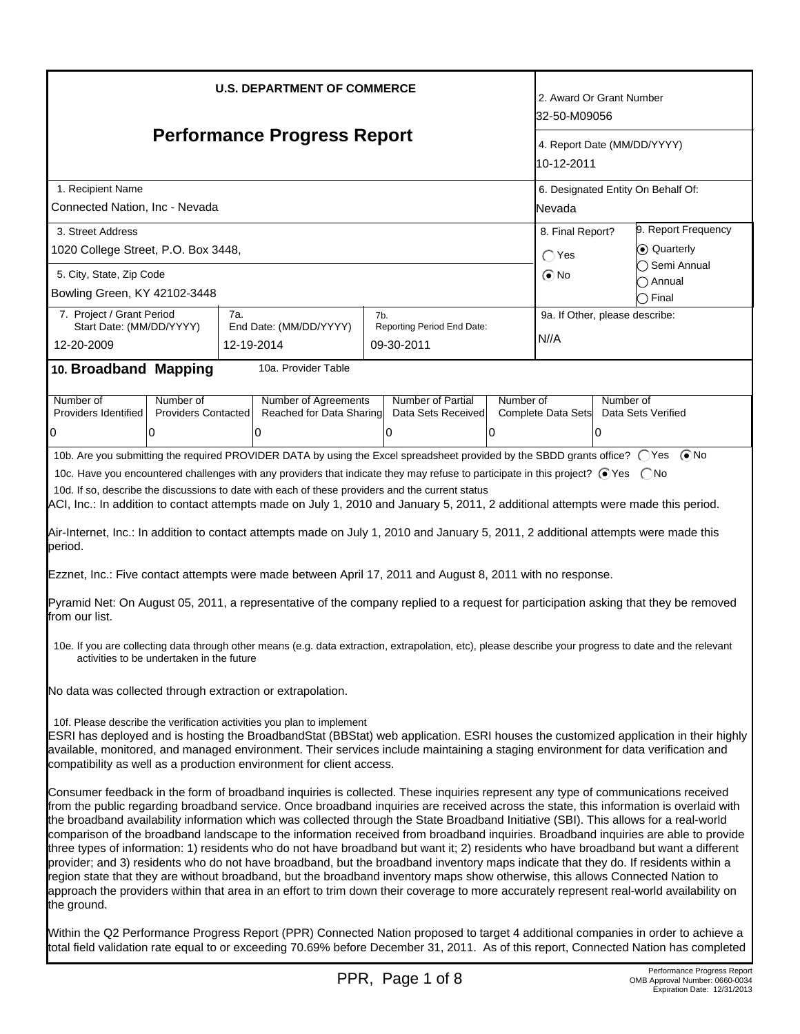# U.S. DEPARTMENT OF COMMERCE

## Performance Progress Report

| Field | Value |
| --- | --- |
| 1. Recipient Name | Connected Nation, Inc - Nevada |
| 2. Award Or Grant Number | 32-50-M09056 |
| 3. Street Address | 1020 College Street, P.O. Box 3448, |
| 4. Report Date (MM/DD/YYYY) | 10-12-2011 |
| 5. City, State, Zip Code | Bowling Green, KY 42102-3448 |
| 6. Designated Entity On Behalf Of: | Nevada |
| 7. Project / Grant Period Start Date: (MM/DD/YYYY) | 12-20-2009 |
| 7a. End Date: (MM/DD/YYYY) | 12-19-2014 |
| 7b. Reporting Period End Date: | 09-30-2011 |
| 8. Final Report? | ◯ Yes ⦿ No |
| 9. Report Frequency | ⦿ Quarterly ◯ Semi Annual ◯ Annual ◯ Final |
| 9a. If Other, please describe: | N//A |

## 10. Broadband Mapping

10a. Provider Table

| Number of Providers Identified | Number of Providers Contacted | Number of Agreements Reached for Data Sharing | Number of Partial Data Sets Received | Number of Complete Data Sets | Number of Data Sets Verified |
| --- | --- | --- | --- | --- | --- |
| 0 | 0 | 0 | 0 | 0 | 0 |

10b. Are you submitting the required PROVIDER DATA by using the Excel spreadsheet provided by the SBDD grants office? ◯ Yes ⦿ No

10c. Have you encountered challenges with any providers that indicate they may refuse to participate in this project? ⦿ Yes ◯ No

10d. If so, describe the discussions to date with each of these providers and the current status

ACI, Inc.: In addition to contact attempts made on July 1, 2010 and January 5, 2011, 2 additional attempts were made this period.

Air-Internet, Inc.: In addition to contact attempts made on July 1, 2010 and January 5, 2011, 2 additional attempts were made this period.

Ezznet, Inc.: Five contact attempts were made between April 17, 2011 and August 8, 2011 with no response.

Pyramid Net: On August 05, 2011, a representative of the company replied to a request for participation asking that they be removed from our list.

10e. If you are collecting data through other means (e.g. data extraction, extrapolation, etc), please describe your progress to date and the relevant activities to be undertaken in the future

No data was collected through extraction or extrapolation.

10f. Please describe the verification activities you plan to implement

ESRI has deployed and is hosting the BroadbandStat (BBStat) web application. ESRI houses the customized application in their highly available, monitored, and managed environment. Their services include maintaining a staging environment for data verification and compatibility as well as a production environment for client access.

Consumer feedback in the form of broadband inquiries is collected. These inquiries represent any type of communications received from the public regarding broadband service. Once broadband inquiries are received across the state, this information is overlaid with the broadband availability information which was collected through the State Broadband Initiative (SBI). This allows for a real-world comparison of the broadband landscape to the information received from broadband inquiries. Broadband inquiries are able to provide three types of information: 1) residents who do not have broadband but want it; 2) residents who have broadband but want a different provider; and 3) residents who do not have broadband, but the broadband inventory maps indicate that they do. If residents within a region state that they are without broadband, but the broadband inventory maps show otherwise, this allows Connected Nation to approach the providers within that area in an effort to trim down their coverage to more accurately represent real-world availability on the ground.

Within the Q2 Performance Progress Report (PPR) Connected Nation proposed to target 4 additional companies in order to achieve a total field validation rate equal to or exceeding 70.69% before December 31, 2011. As of this report, Connected Nation has completed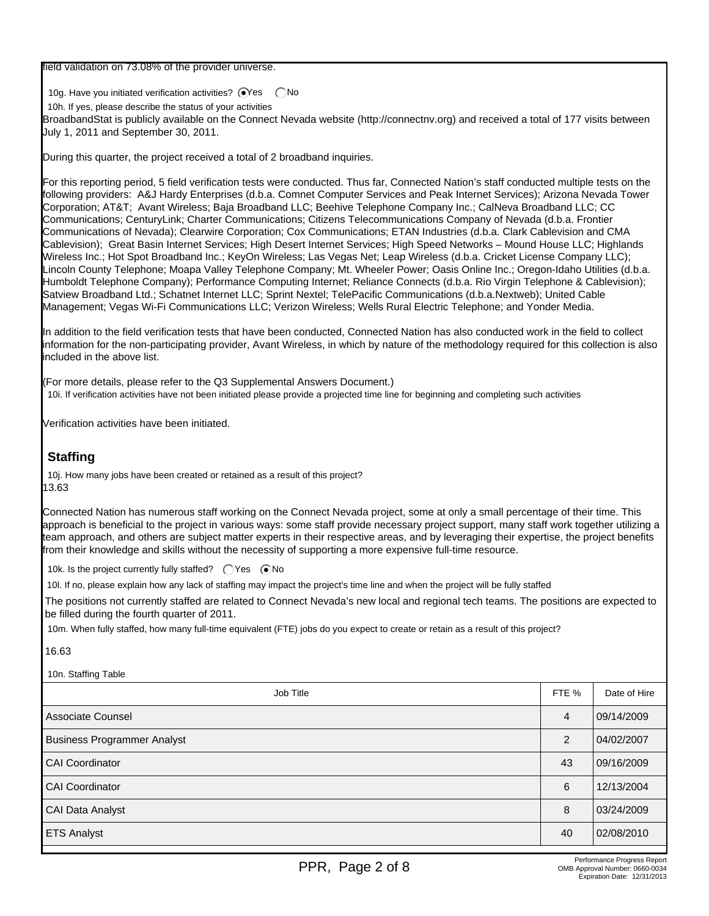field validation on 73.08% of the provider universe.

10g. Have you initiated verification activities? (•) Yes ( ) No

10h. If yes, please describe the status of your activities

BroadbandStat is publicly available on the Connect Nevada website (http://connectnv.org) and received a total of 177 visits between July 1, 2011 and September 30, 2011.

During this quarter, the project received a total of 2 broadband inquiries.

For this reporting period, 5 field verification tests were conducted. Thus far, Connected Nation's staff conducted multiple tests on the following providers: A&J Hardy Enterprises (d.b.a. Comnet Computer Services and Peak Internet Services); Arizona Nevada Tower Corporation; AT&T; Avant Wireless; Baja Broadband LLC; Beehive Telephone Company Inc.; CalNeva Broadband LLC; CC Communications; CenturyLink; Charter Communications; Citizens Telecommunications Company of Nevada (d.b.a. Frontier Communications of Nevada); Clearwire Corporation; Cox Communications; ETAN Industries (d.b.a. Clark Cablevision and CMA Cablevision); Great Basin Internet Services; High Desert Internet Services; High Speed Networks – Mound House LLC; Highlands Wireless Inc.; Hot Spot Broadband Inc.; KeyOn Wireless; Las Vegas Net; Leap Wireless (d.b.a. Cricket License Company LLC); Lincoln County Telephone; Moapa Valley Telephone Company; Mt. Wheeler Power; Oasis Online Inc.; Oregon-Idaho Utilities (d.b.a. Humboldt Telephone Company); Performance Computing Internet; Reliance Connects (d.b.a. Rio Virgin Telephone & Cablevision); Satview Broadband Ltd.; Schatnet Internet LLC; Sprint Nextel; TelePacific Communications (d.b.a.Nextweb); United Cable Management; Vegas Wi-Fi Communications LLC; Verizon Wireless; Wells Rural Electric Telephone; and Yonder Media.

In addition to the field verification tests that have been conducted, Connected Nation has also conducted work in the field to collect information for the non-participating provider, Avant Wireless, in which by nature of the methodology required for this collection is also included in the above list.

(For more details, please refer to the Q3 Supplemental Answers Document.)

10i. If verification activities have not been initiated please provide a projected time line for beginning and completing such activities

Verification activities have been initiated.

## Staffing

10j. How many jobs have been created or retained as a result of this project?

13.63

Connected Nation has numerous staff working on the Connect Nevada project, some at only a small percentage of their time. This approach is beneficial to the project in various ways: some staff provide necessary project support, many staff work together utilizing a team approach, and others are subject matter experts in their respective areas, and by leveraging their expertise, the project benefits from their knowledge and skills without the necessity of supporting a more expensive full-time resource.

10k. Is the project currently fully staffed? ( ) Yes (•) No

10l. If no, please explain how any lack of staffing may impact the project's time line and when the project will be fully staffed

The positions not currently staffed are related to Connect Nevada's new local and regional tech teams. The positions are expected to be filled during the fourth quarter of 2011.

10m. When fully staffed, how many full-time equivalent (FTE) jobs do you expect to create or retain as a result of this project?

16.63

10n. Staffing Table

| Job Title | FTE % | Date of Hire |
|---|---|---|
| Associate Counsel | 4 | 09/14/2009 |
| Business Programmer Analyst | 2 | 04/02/2007 |
| CAI Coordinator | 43 | 09/16/2009 |
| CAI Coordinator | 6 | 12/13/2004 |
| CAI Data Analyst | 8 | 03/24/2009 |
| ETS Analyst | 40 | 02/08/2010 |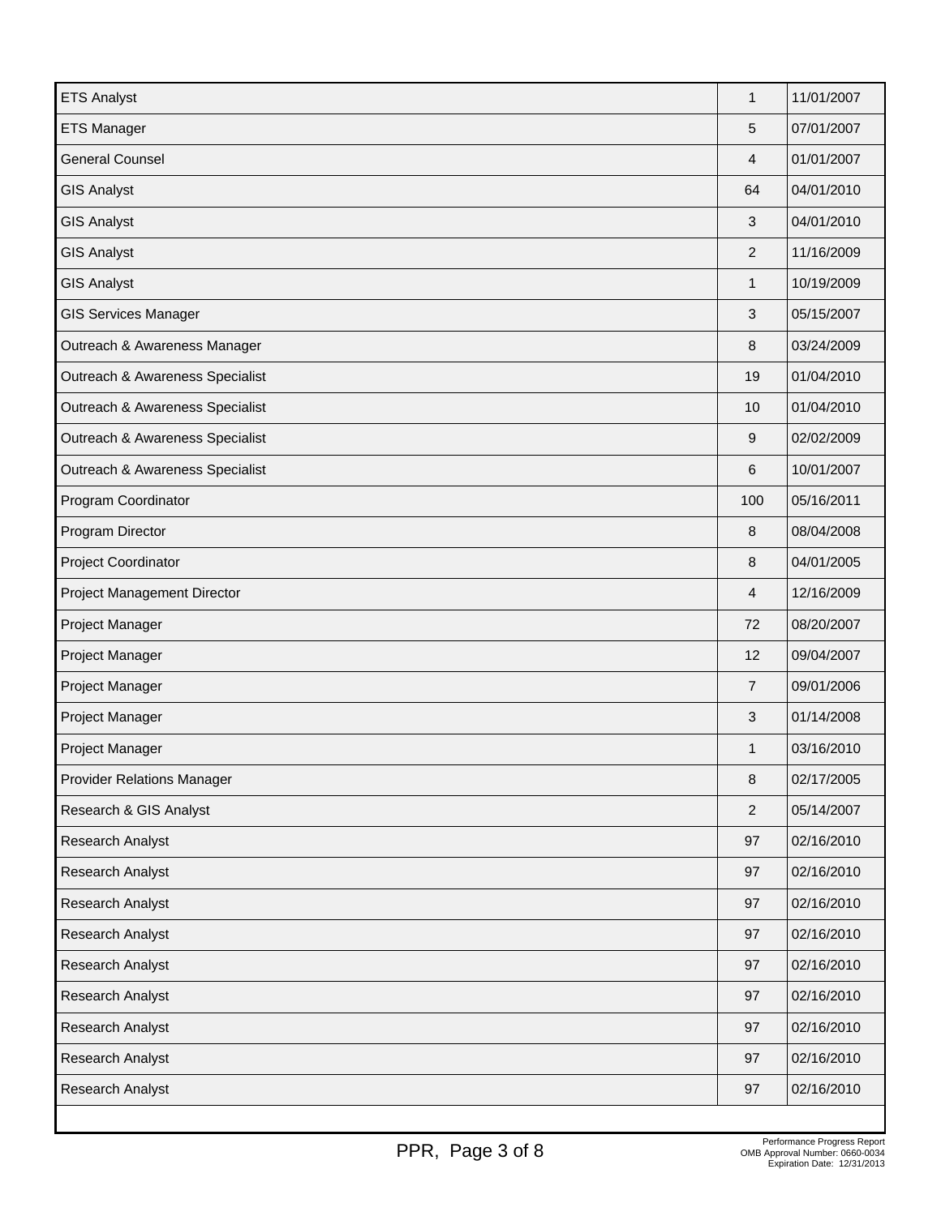| | | |
|---|---|---|
| ETS Analyst | 1 | 11/01/2007 |
| ETS Manager | 5 | 07/01/2007 |
| General Counsel | 4 | 01/01/2007 |
| GIS Analyst | 64 | 04/01/2010 |
| GIS Analyst | 3 | 04/01/2010 |
| GIS Analyst | 2 | 11/16/2009 |
| GIS Analyst | 1 | 10/19/2009 |
| GIS Services Manager | 3 | 05/15/2007 |
| Outreach & Awareness Manager | 8 | 03/24/2009 |
| Outreach & Awareness Specialist | 19 | 01/04/2010 |
| Outreach & Awareness Specialist | 10 | 01/04/2010 |
| Outreach & Awareness Specialist | 9 | 02/02/2009 |
| Outreach & Awareness Specialist | 6 | 10/01/2007 |
| Program Coordinator | 100 | 05/16/2011 |
| Program Director | 8 | 08/04/2008 |
| Project Coordinator | 8 | 04/01/2005 |
| Project Management Director | 4 | 12/16/2009 |
| Project Manager | 72 | 08/20/2007 |
| Project Manager | 12 | 09/04/2007 |
| Project Manager | 7 | 09/01/2006 |
| Project Manager | 3 | 01/14/2008 |
| Project Manager | 1 | 03/16/2010 |
| Provider Relations Manager | 8 | 02/17/2005 |
| Research & GIS Analyst | 2 | 05/14/2007 |
| Research Analyst | 97 | 02/16/2010 |
| Research Analyst | 97 | 02/16/2010 |
| Research Analyst | 97 | 02/16/2010 |
| Research Analyst | 97 | 02/16/2010 |
| Research Analyst | 97 | 02/16/2010 |
| Research Analyst | 97 | 02/16/2010 |
| Research Analyst | 97 | 02/16/2010 |
| Research Analyst | 97 | 02/16/2010 |
| Research Analyst | 97 | 02/16/2010 |

Performance Progress Report
OMB Approval Number: 0660-0034
Expiration Date: 12/31/2013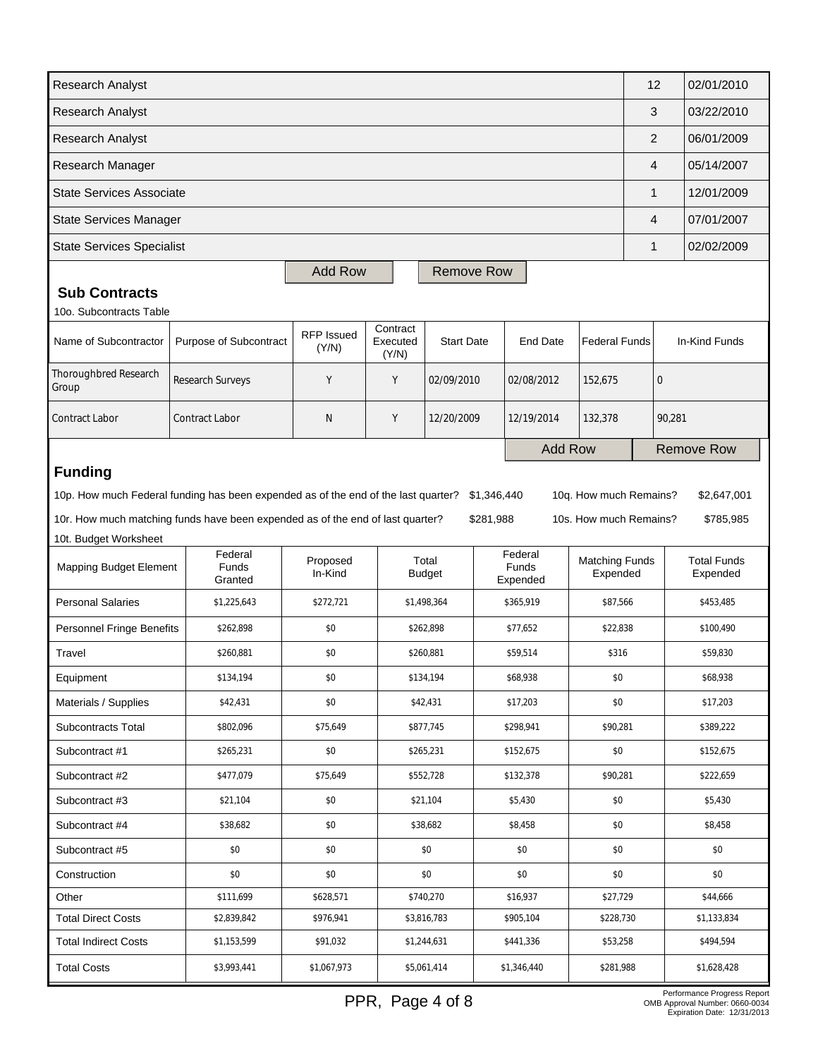| | | |
|---|---|---|
| Research Analyst | 12 | 02/01/2010 |
| Research Analyst | 3 | 03/22/2010 |
| Research Analyst | 2 | 06/01/2009 |
| Research Manager | 4 | 05/14/2007 |
| State Services Associate | 1 | 12/01/2009 |
| State Services Manager | 4 | 07/01/2007 |
| State Services Specialist | 1 | 02/02/2009 |

Add Row | Remove Row

## Sub Contracts

10o. Subcontracts Table

| Name of Subcontractor | Purpose of Subcontract | RFP Issued (Y/N) | Contract Executed (Y/N) | Start Date | End Date | Federal Funds | In-Kind Funds |
|---|---|---|---|---|---|---|---|
| Thoroughbred Research Group | Research Surveys | Y | Y | 02/09/2010 | 02/08/2012 | 152,675 | 0 |
| Contract Labor | Contract Labor | N | Y | 12/20/2009 | 12/19/2014 | 132,378 | 90,281 |

Add Row | Remove Row

## Funding

10p. How much Federal funding has been expended as of the end of the last quarter? $1,346,440 10q. How much Remains? $2,647,001

10r. How much matching funds have been expended as of the end of last quarter? $281,988 10s. How much Remains? $785,985

10t. Budget Worksheet

| Mapping Budget Element | Federal Funds Granted | Proposed In-Kind | Total Budget | Federal Funds Expended | Matching Funds Expended | Total Funds Expended |
|---|---|---|---|---|---|---|
| Personal Salaries | $1,225,643 | $272,721 | $1,498,364 | $365,919 | $87,566 | $453,485 |
| Personnel Fringe Benefits | $262,898 | $0 | $262,898 | $77,652 | $22,838 | $100,490 |
| Travel | $260,881 | $0 | $260,881 | $59,514 | $316 | $59,830 |
| Equipment | $134,194 | $0 | $134,194 | $68,938 | $0 | $68,938 |
| Materials / Supplies | $42,431 | $0 | $42,431 | $17,203 | $0 | $17,203 |
| Subcontracts Total | $802,096 | $75,649 | $877,745 | $298,941 | $90,281 | $389,222 |
| Subcontract #1 | $265,231 | $0 | $265,231 | $152,675 | $0 | $152,675 |
| Subcontract #2 | $477,079 | $75,649 | $552,728 | $132,378 | $90,281 | $222,659 |
| Subcontract #3 | $21,104 | $0 | $21,104 | $5,430 | $0 | $5,430 |
| Subcontract #4 | $38,682 | $0 | $38,682 | $8,458 | $0 | $8,458 |
| Subcontract #5 | $0 | $0 | $0 | $0 | $0 | $0 |
| Construction | $0 | $0 | $0 | $0 | $0 | $0 |
| Other | $111,699 | $628,571 | $740,270 | $16,937 | $27,729 | $44,666 |
| Total Direct Costs | $2,839,842 | $976,941 | $3,816,783 | $905,104 | $228,730 | $1,133,834 |
| Total Indirect Costs | $1,153,599 | $91,032 | $1,244,631 | $441,336 | $53,258 | $494,594 |
| Total Costs | $3,993,441 | $1,067,973 | $5,061,414 | $1,346,440 | $281,988 | $1,628,428 |

Performance Progress Report
OMB Approval Number: 0660-0034
Expiration Date: 12/31/2013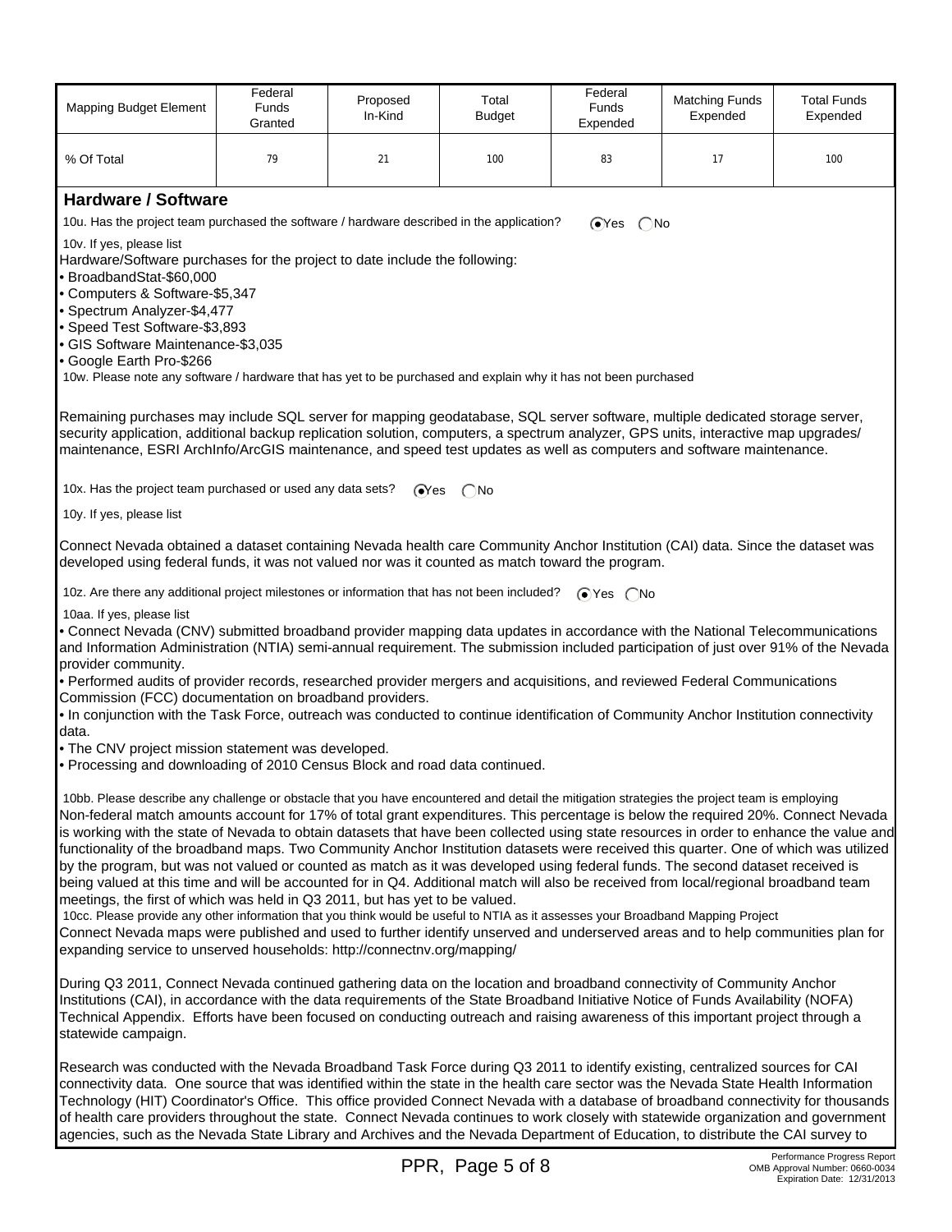| Mapping Budget Element | Federal Funds Granted | Proposed In-Kind | Total Budget | Federal Funds Expended | Matching Funds Expended | Total Funds Expended |
|---|---|---|---|---|---|---|
| % Of Total | 79 | 21 | 100 | 83 | 17 | 100 |

## Hardware / Software

10u. Has the project team purchased the software / hardware described in the application? (•) Yes ( ) No

10v. If yes, please list

Hardware/Software purchases for the project to date include the following:

- BroadbandStat-$60,000
- Computers & Software-$5,347
- Spectrum Analyzer-$4,477
- Speed Test Software-$3,893
- GIS Software Maintenance-$3,035
- Google Earth Pro-$266

10w. Please note any software / hardware that has yet to be purchased and explain why it has not been purchased

Remaining purchases may include SQL server for mapping geodatabase, SQL server software, multiple dedicated storage server, security application, additional backup replication solution, computers, a spectrum analyzer, GPS units, interactive map upgrades/ maintenance, ESRI ArchInfo/ArcGIS maintenance, and speed test updates as well as computers and software maintenance.

10x. Has the project team purchased or used any data sets? (•) Yes ( ) No

10y. If yes, please list

Connect Nevada obtained a dataset containing Nevada health care Community Anchor Institution (CAI) data. Since the dataset was developed using federal funds, it was not valued nor was it counted as match toward the program.

10z. Are there any additional project milestones or information that has not been included? (•) Yes ( ) No

10aa. If yes, please list

- Connect Nevada (CNV) submitted broadband provider mapping data updates in accordance with the National Telecommunications and Information Administration (NTIA) semi-annual requirement. The submission included participation of just over 91% of the Nevada provider community.
- Performed audits of provider records, researched provider mergers and acquisitions, and reviewed Federal Communications Commission (FCC) documentation on broadband providers.
- In conjunction with the Task Force, outreach was conducted to continue identification of Community Anchor Institution connectivity data.
- The CNV project mission statement was developed.
- Processing and downloading of 2010 Census Block and road data continued.

10bb. Please describe any challenge or obstacle that you have encountered and detail the mitigation strategies the project team is employing

Non-federal match amounts account for 17% of total grant expenditures. This percentage is below the required 20%. Connect Nevada is working with the state of Nevada to obtain datasets that have been collected using state resources in order to enhance the value and functionality of the broadband maps. Two Community Anchor Institution datasets were received this quarter. One of which was utilized by the program, but was not valued or counted as match as it was developed using federal funds. The second dataset received is being valued at this time and will be accounted for in Q4. Additional match will also be received from local/regional broadband team meetings, the first of which was held in Q3 2011, but has yet to be valued.

10cc. Please provide any other information that you think would be useful to NTIA as it assesses your Broadband Mapping Project

Connect Nevada maps were published and used to further identify unserved and underserved areas and to help communities plan for expanding service to unserved households: http://connectnv.org/mapping/

During Q3 2011, Connect Nevada continued gathering data on the location and broadband connectivity of Community Anchor Institutions (CAI), in accordance with the data requirements of the State Broadband Initiative Notice of Funds Availability (NOFA) Technical Appendix. Efforts have been focused on conducting outreach and raising awareness of this important project through a statewide campaign.

Research was conducted with the Nevada Broadband Task Force during Q3 2011 to identify existing, centralized sources for CAI connectivity data. One source that was identified within the state in the health care sector was the Nevada State Health Information Technology (HIT) Coordinator's Office. This office provided Connect Nevada with a database of broadband connectivity for thousands of health care providers throughout the state. Connect Nevada continues to work closely with statewide organization and government agencies, such as the Nevada State Library and Archives and the Nevada Department of Education, to distribute the CAI survey to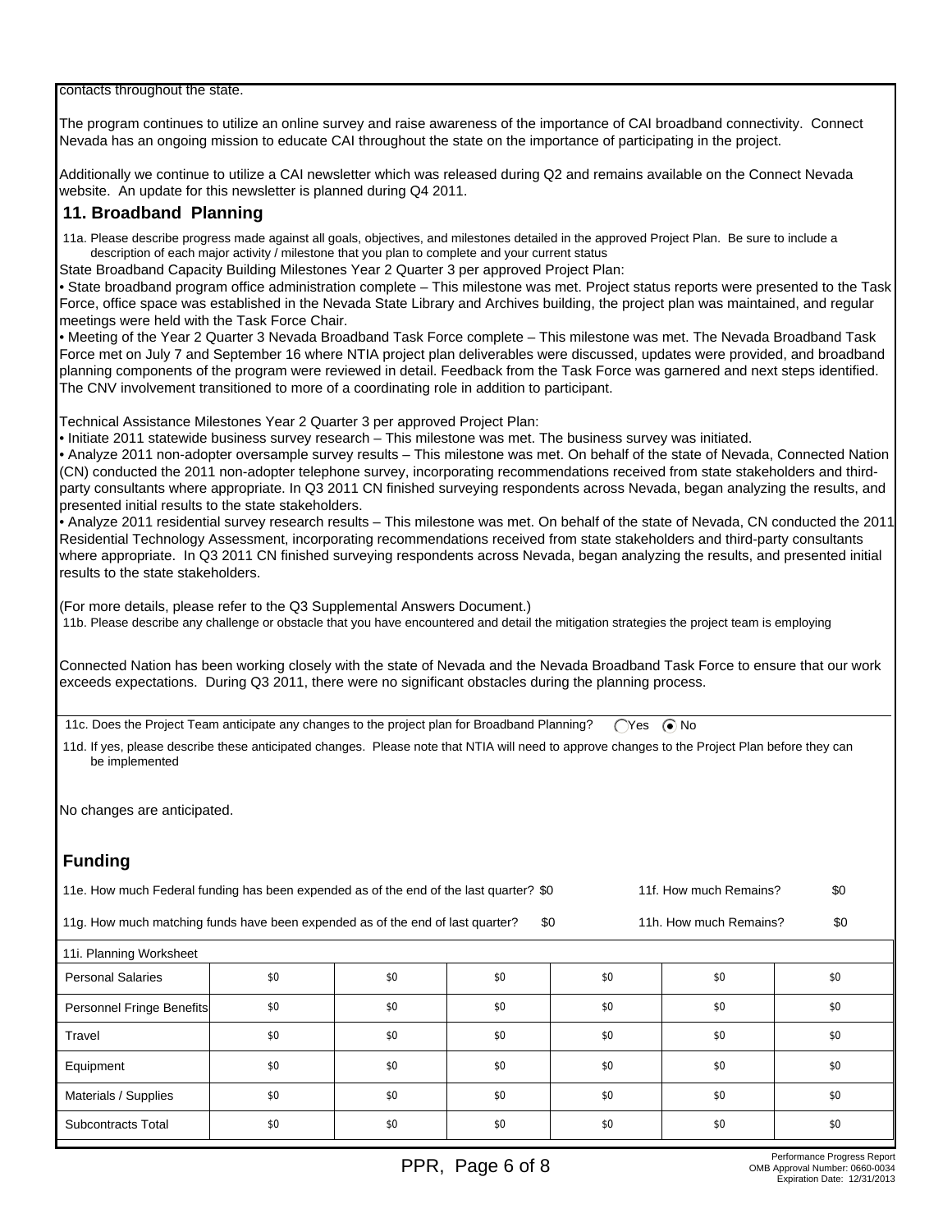contacts throughout the state.

The program continues to utilize an online survey and raise awareness of the importance of CAI broadband connectivity. Connect Nevada has an ongoing mission to educate CAI throughout the state on the importance of participating in the project.

Additionally we continue to utilize a CAI newsletter which was released during Q2 and remains available on the Connect Nevada website. An update for this newsletter is planned during Q4 2011.

## 11. Broadband Planning

11a. Please describe progress made against all goals, objectives, and milestones detailed in the approved Project Plan. Be sure to include a description of each major activity / milestone that you plan to complete and your current status

State Broadband Capacity Building Milestones Year 2 Quarter 3 per approved Project Plan:

• State broadband program office administration complete – This milestone was met. Project status reports were presented to the Task Force, office space was established in the Nevada State Library and Archives building, the project plan was maintained, and regular meetings were held with the Task Force Chair.

• Meeting of the Year 2 Quarter 3 Nevada Broadband Task Force complete – This milestone was met. The Nevada Broadband Task Force met on July 7 and September 16 where NTIA project plan deliverables were discussed, updates were provided, and broadband planning components of the program were reviewed in detail. Feedback from the Task Force was garnered and next steps identified. The CNV involvement transitioned to more of a coordinating role in addition to participant.

Technical Assistance Milestones Year 2 Quarter 3 per approved Project Plan:

• Initiate 2011 statewide business survey research – This milestone was met. The business survey was initiated.

• Analyze 2011 non-adopter oversample survey results – This milestone was met. On behalf of the state of Nevada, Connected Nation (CN) conducted the 2011 non-adopter telephone survey, incorporating recommendations received from state stakeholders and third-party consultants where appropriate. In Q3 2011 CN finished surveying respondents across Nevada, began analyzing the results, and presented initial results to the state stakeholders.

• Analyze 2011 residential survey research results – This milestone was met. On behalf of the state of Nevada, CN conducted the 2011 Residential Technology Assessment, incorporating recommendations received from state stakeholders and third-party consultants where appropriate. In Q3 2011 CN finished surveying respondents across Nevada, began analyzing the results, and presented initial results to the state stakeholders.

(For more details, please refer to the Q3 Supplemental Answers Document.)

11b. Please describe any challenge or obstacle that you have encountered and detail the mitigation strategies the project team is employing

Connected Nation has been working closely with the state of Nevada and the Nevada Broadband Task Force to ensure that our work exceeds expectations. During Q3 2011, there were no significant obstacles during the planning process.

11c. Does the Project Team anticipate any changes to the project plan for Broadband Planning? ○ Yes ◉ No

11d. If yes, please describe these anticipated changes. Please note that NTIA will need to approve changes to the Project Plan before they can be implemented

No changes are anticipated.

## Funding

11e. How much Federal funding has been expended as of the end of the last quarter? $0 &nbsp;&nbsp;&nbsp; 11f. How much Remains? $0

11g. How much matching funds have been expended as of the end of last quarter? $0 &nbsp;&nbsp;&nbsp; 11h. How much Remains? $0

| 11i. Planning Worksheet | | | | | | |
|---|---|---|---|---|---|---|
| Personal Salaries | $0 | $0 | $0 | $0 | $0 | $0 |
| Personnel Fringe Benefits | $0 | $0 | $0 | $0 | $0 | $0 |
| Travel | $0 | $0 | $0 | $0 | $0 | $0 |
| Equipment | $0 | $0 | $0 | $0 | $0 | $0 |
| Materials / Supplies | $0 | $0 | $0 | $0 | $0 | $0 |
| Subcontracts Total | $0 | $0 | $0 | $0 | $0 | $0 |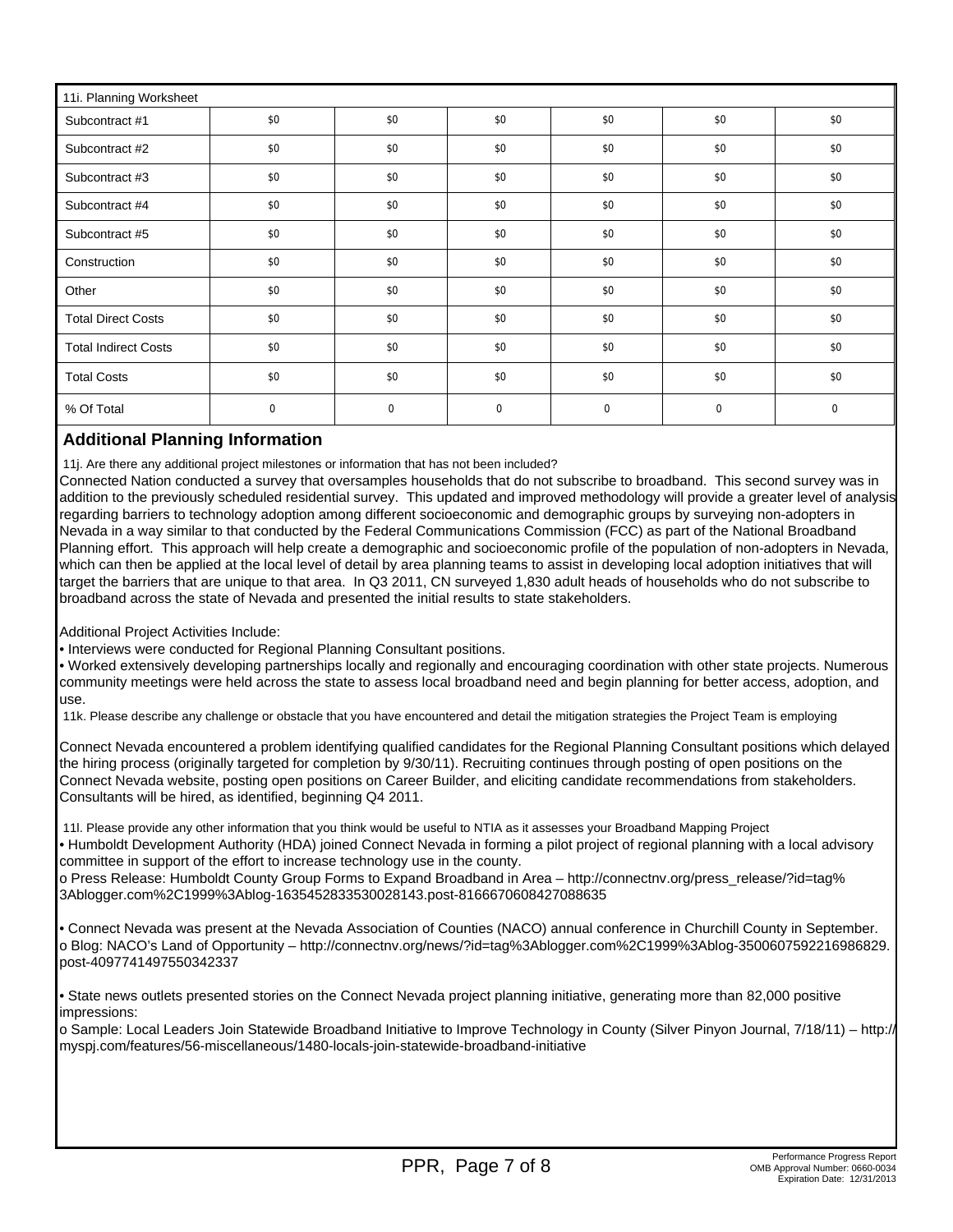| 11i. Planning Worksheet | | | | | | |
|---|---|---|---|---|---|---|
| Subcontract #1 | $0 | $0 | $0 | $0 | $0 | $0 |
| Subcontract #2 | $0 | $0 | $0 | $0 | $0 | $0 |
| Subcontract #3 | $0 | $0 | $0 | $0 | $0 | $0 |
| Subcontract #4 | $0 | $0 | $0 | $0 | $0 | $0 |
| Subcontract #5 | $0 | $0 | $0 | $0 | $0 | $0 |
| Construction | $0 | $0 | $0 | $0 | $0 | $0 |
| Other | $0 | $0 | $0 | $0 | $0 | $0 |
| Total Direct Costs | $0 | $0 | $0 | $0 | $0 | $0 |
| Total Indirect Costs | $0 | $0 | $0 | $0 | $0 | $0 |
| Total Costs | $0 | $0 | $0 | $0 | $0 | $0 |
| % Of Total | 0 | 0 | 0 | 0 | 0 | 0 |

## Additional Planning Information

11j. Are there any additional project milestones or information that has not been included?

Connected Nation conducted a survey that oversamples households that do not subscribe to broadband. This second survey was in addition to the previously scheduled residential survey. This updated and improved methodology will provide a greater level of analysis regarding barriers to technology adoption among different socioeconomic and demographic groups by surveying non-adopters in Nevada in a way similar to that conducted by the Federal Communications Commission (FCC) as part of the National Broadband Planning effort. This approach will help create a demographic and socioeconomic profile of the population of non-adopters in Nevada, which can then be applied at the local level of detail by area planning teams to assist in developing local adoption initiatives that will target the barriers that are unique to that area. In Q3 2011, CN surveyed 1,830 adult heads of households who do not subscribe to broadband across the state of Nevada and presented the initial results to state stakeholders.

Additional Project Activities Include:

- Interviews were conducted for Regional Planning Consultant positions.
- Worked extensively developing partnerships locally and regionally and encouraging coordination with other state projects. Numerous community meetings were held across the state to assess local broadband need and begin planning for better access, adoption, and use.

11k. Please describe any challenge or obstacle that you have encountered and detail the mitigation strategies the Project Team is employing

Connect Nevada encountered a problem identifying qualified candidates for the Regional Planning Consultant positions which delayed the hiring process (originally targeted for completion by 9/30/11). Recruiting continues through posting of open positions on the Connect Nevada website, posting open positions on Career Builder, and eliciting candidate recommendations from stakeholders. Consultants will be hired, as identified, beginning Q4 2011.

11l. Please provide any other information that you think would be useful to NTIA as it assesses your Broadband Mapping Project

- Humboldt Development Authority (HDA) joined Connect Nevada in forming a pilot project of regional planning with a local advisory committee in support of the effort to increase technology use in the county.
  - o Press Release: Humboldt County Group Forms to Expand Broadband in Area – http://connectnv.org/press_release/?id=tag%3Ablogger.com%2C1999%3Ablog-1635452833530028143.post-8166670608427088635

- Connect Nevada was present at the Nevada Association of Counties (NACO) annual conference in Churchill County in September.
  - o Blog: NACO's Land of Opportunity – http://connectnv.org/news/?id=tag%3Ablogger.com%2C1999%3Ablog-3500607592216986829.post-4097741497550342337

- State news outlets presented stories on the Connect Nevada project planning initiative, generating more than 82,000 positive impressions:
  - o Sample: Local Leaders Join Statewide Broadband Initiative to Improve Technology in County (Silver Pinyon Journal, 7/18/11) – http://myspj.com/features/56-miscellaneous/1480-locals-join-statewide-broadband-initiative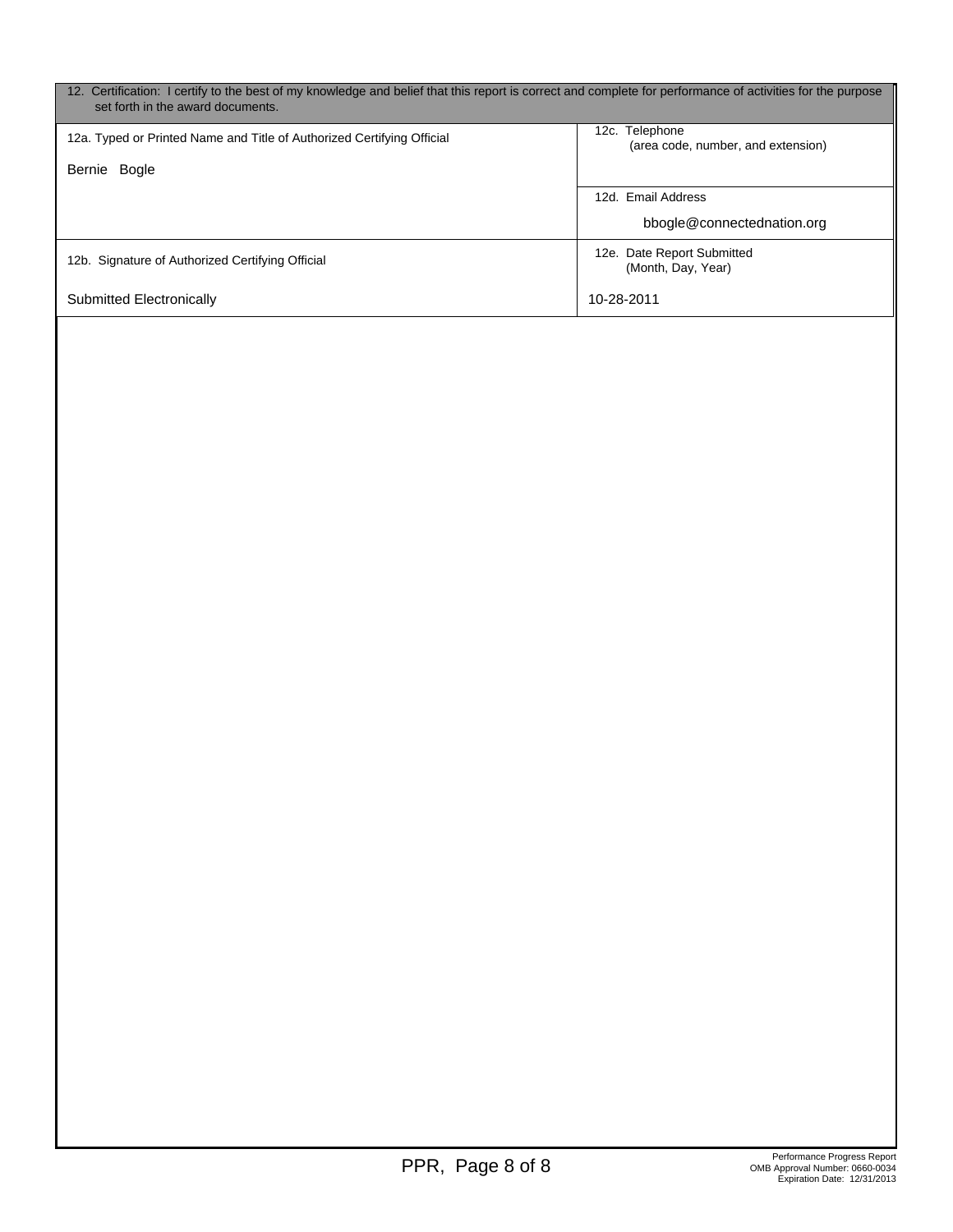| 12. Certification: I certify to the best of my knowledge and belief that this report is correct and complete for performance of activities for the purpose set forth in the award documents. | |
|---|---|
| 12a. Typed or Printed Name and Title of Authorized Certifying Official<br><br>Bernie Bogle | 12c. Telephone (area code, number, and extension) |
| | 12d. Email Address<br><br>bbogle@connectednation.org |
| 12b. Signature of Authorized Certifying Official<br><br>Submitted Electronically | 12e. Date Report Submitted (Month, Day, Year)<br><br>10-28-2011 |